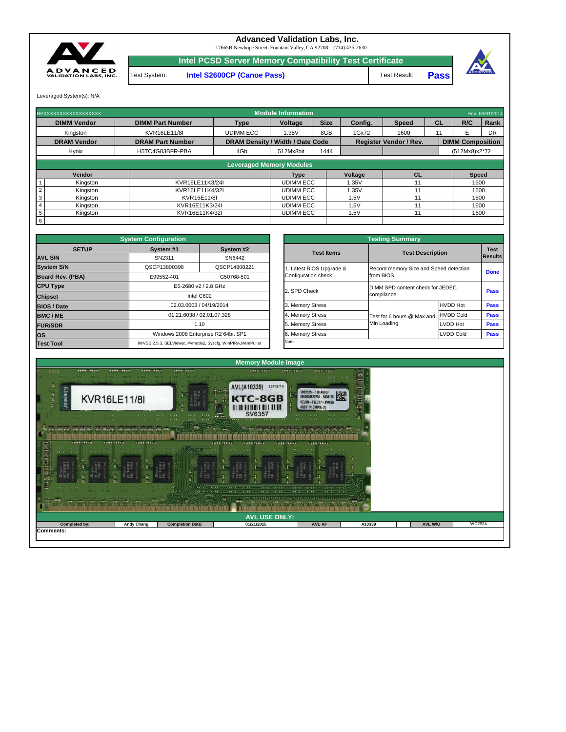# Advanced Validation Labs, Inc.

17665B Newhope Street, Fountain Valley, CA 92708 (714) 435-2630

## Intel PCSD Server Memory Compatibility Test Certificate

| Test System: | Intel S2600CP (Canoe Pass) | Test Result: | Pass |
|---|---|---|---|

Leveraged System(s): N/A

RPXXXXXXXXXXXXXXXXXX — **Module Information** — Rev. 03/01/2014

| DIMM Vendor | DIMM Part Number | Type | Voltage | Size | Config. | Speed | CL | R/C | Rank |
|---|---|---|---|---|---|---|---|---|---|
| Kingston | KVR16LE11/8I | UDIMM ECC | 1.35V | 8GB | 1Gx72 | 1600 | 11 | E | DR |

| DRAM Vendor | DRAM Part Number | DRAM Density / Width / Date Code | | | Register Vendor / Rev. | | DIMM Composition |
|---|---|---|---|---|---|---|---|
| Hynix | H5TC4G83BFR-PBA | 4Gb | 512Mx8bit | 1444 | | | (512Mx8)x2*72 |

**Leveraged Memory Modules**

| | Vendor | | Type | Voltage | CL | Speed |
|---|---|---|---|---|---|---|
| 1 | Kingston | KVR16LE11K3/24I | UDIMM ECC | 1.35V | 11 | 1600 |
| 2 | Kingston | KVR16LE11K4/32I | UDIMM ECC | 1.35V | 11 | 1600 |
| 3 | Kingston | KVR16E11/8I | UDIMM ECC | 1.5V | 11 | 1600 |
| 4 | Kingston | KVR16E11K3/24I | UDIMM ECC | 1.5V | 11 | 1600 |
| 5 | Kingston | KVR16E11K4/32I | UDIMM ECC | 1.5V | 11 | 1600 |
| 6 | | | | | | |

**System Configuration**

| SETUP | System #1 | System #2 |
|---|---|---|
| AVL S/N | SN2311 | SN6442 |
| System S/N | QSCP13800398 | QSCP14800221 |
| Board Rev. (PBA) | E99552-401 | G50768-501 |
| CPU Type | E5-2680 v2 / 2.8 GHz | |
| Chipset | Intel C602 | |
| BIOS / Date | 02.03.0003 / 04/19/2014 | |
| BMC / ME | 01.21.6038 / 02.01.07.328 | |
| FUR/SDR | 1.10 | |
| OS | Windows 2008 Enterprise R2 64bit SP1 | |
| Test Tool | iWVSS 2.5.3, SELViewer, Pvmode2, Syscfg, WinPIRA,MemPuller | |

**Testing Summary**

| Test Items | Test Description | | Test Results |
|---|---|---|---|
| 1. Latest BIOS Upgrade & Configuration check | Record memory Size and Speed detection from BIOS | | Done |
| 2. SPD Check | DIMM SPD content check for JEDEC compliance | | Pass |
| 3. Memory Stress | Test for 6 hours @ Max and Min Loading | HVDD Hot | Pass |
| 4. Memory Stress | | HVDD Cold | Pass |
| 5. Memory Stress | | LVDD Hot | Pass |
| 6. Memory Stress | | LVDD Cold | Pass |

Note:

**Memory Module Image**

**AVL USE ONLY:**

| Completed by: | Andy Chang | Completion Date: | 01/21/2015 | AVL A#: | A10339 | AVL W/O | WD2924 |
|---|---|---|---|---|---|---|---|

Comments: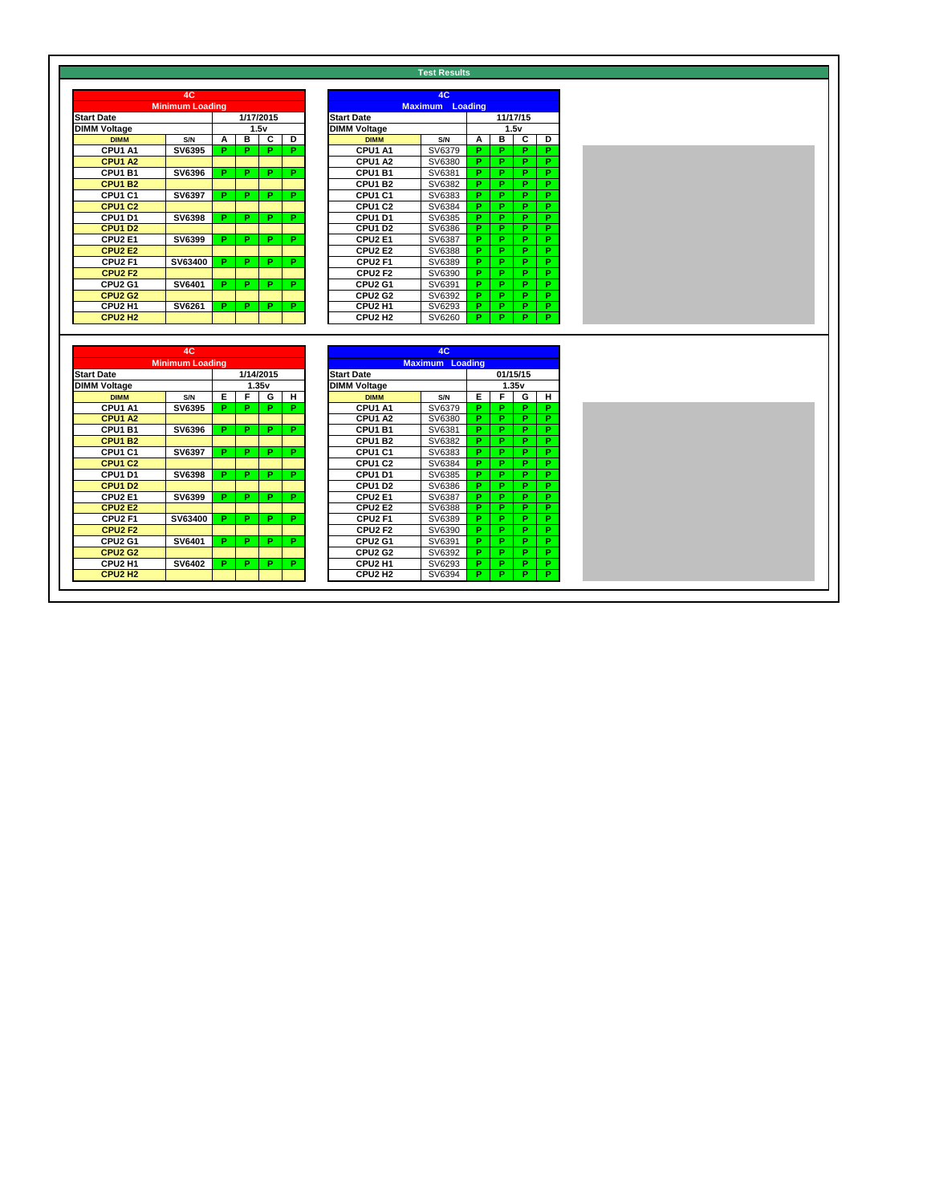## Test Results

| 4C Minimum Loading | | | | | |
|---|---|---|---|---|---|
| Start Date | | 1/17/2015 | | | |
| DIMM Voltage | | 1.5v | | | |
| DIMM | S/N | A | B | C | D |
| CPU1 A1 | SV6395 | P | P | P | P |
| CPU1 A2 | | | | | |
| CPU1 B1 | SV6396 | P | P | P | P |
| CPU1 B2 | | | | | |
| CPU1 C1 | SV6397 | P | P | P | P |
| CPU1 C2 | | | | | |
| CPU1 D1 | SV6398 | P | P | P | P |
| CPU1 D2 | | | | | |
| CPU2 E1 | SV6399 | P | P | P | P |
| CPU2 E2 | | | | | |
| CPU2 F1 | SV63400 | P | P | P | P |
| CPU2 F2 | | | | | |
| CPU2 G1 | SV6401 | P | P | P | P |
| CPU2 G2 | | | | | |
| CPU2 H1 | SV6261 | P | P | P | P |
| CPU2 H2 | | | | | |

| 4C Maximum Loading | | | | | |
|---|---|---|---|---|---|
| Start Date | | 11/17/15 | | | |
| DIMM Voltage | | 1.5v | | | |
| DIMM | S/N | A | B | C | D |
| CPU1 A1 | SV6379 | P | P | P | P |
| CPU1 A2 | SV6380 | P | P | P | P |
| CPU1 B1 | SV6381 | P | P | P | P |
| CPU1 B2 | SV6382 | P | P | P | P |
| CPU1 C1 | SV6383 | P | P | P | P |
| CPU1 C2 | SV6384 | P | P | P | P |
| CPU1 D1 | SV6385 | P | P | P | P |
| CPU1 D2 | SV6386 | P | P | P | P |
| CPU2 E1 | SV6387 | P | P | P | P |
| CPU2 E2 | SV6388 | P | P | P | P |
| CPU2 F1 | SV6389 | P | P | P | P |
| CPU2 F2 | SV6390 | P | P | P | P |
| CPU2 G1 | SV6391 | P | P | P | P |
| CPU2 G2 | SV6392 | P | P | P | P |
| CPU2 H1 | SV6293 | P | P | P | P |
| CPU2 H2 | SV6260 | P | P | P | P |

| 4C Minimum Loading | | | | | |
|---|---|---|---|---|---|
| Start Date | | 1/14/2015 | | | |
| DIMM Voltage | | 1.35v | | | |
| DIMM | S/N | E | F | G | H |
| CPU1 A1 | SV6395 | P | P | P | P |
| CPU1 A2 | | | | | |
| CPU1 B1 | SV6396 | P | P | P | P |
| CPU1 B2 | | | | | |
| CPU1 C1 | SV6397 | P | P | P | P |
| CPU1 C2 | | | | | |
| CPU1 D1 | SV6398 | P | P | P | P |
| CPU1 D2 | | | | | |
| CPU2 E1 | SV6399 | P | P | P | P |
| CPU2 E2 | | | | | |
| CPU2 F1 | SV63400 | P | P | P | P |
| CPU2 F2 | | | | | |
| CPU2 G1 | SV6401 | P | P | P | P |
| CPU2 G2 | | | | | |
| CPU2 H1 | SV6402 | P | P | P | P |
| CPU2 H2 | | | | | |

| 4C Maximum Loading | | | | | |
|---|---|---|---|---|---|
| Start Date | | 01/15/15 | | | |
| DIMM Voltage | | 1.35v | | | |
| DIMM | S/N | E | F | G | H |
| CPU1 A1 | SV6379 | P | P | P | P |
| CPU1 A2 | SV6380 | P | P | P | P |
| CPU1 B1 | SV6381 | P | P | P | P |
| CPU1 B2 | SV6382 | P | P | P | P |
| CPU1 C1 | SV6383 | P | P | P | P |
| CPU1 C2 | SV6384 | P | P | P | P |
| CPU1 D1 | SV6385 | P | P | P | P |
| CPU1 D2 | SV6386 | P | P | P | P |
| CPU2 E1 | SV6387 | P | P | P | P |
| CPU2 E2 | SV6388 | P | P | P | P |
| CPU2 F1 | SV6389 | P | P | P | P |
| CPU2 F2 | SV6390 | P | P | P | P |
| CPU2 G1 | SV6391 | P | P | P | P |
| CPU2 G2 | SV6392 | P | P | P | P |
| CPU2 H1 | SV6293 | P | P | P | P |
| CPU2 H2 | SV6394 | P | P | P | P |